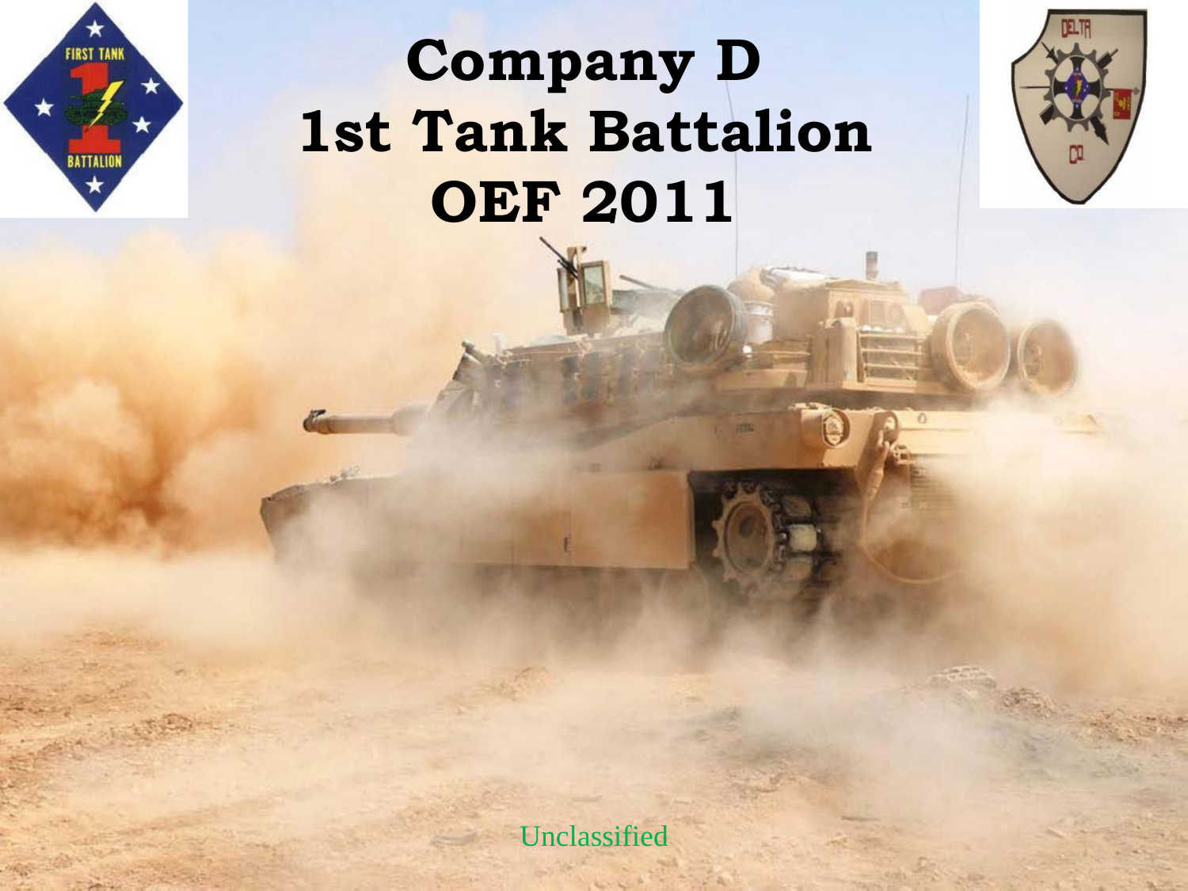# Company D
# 1st Tank Battalion
# OEF 2011

Unclassified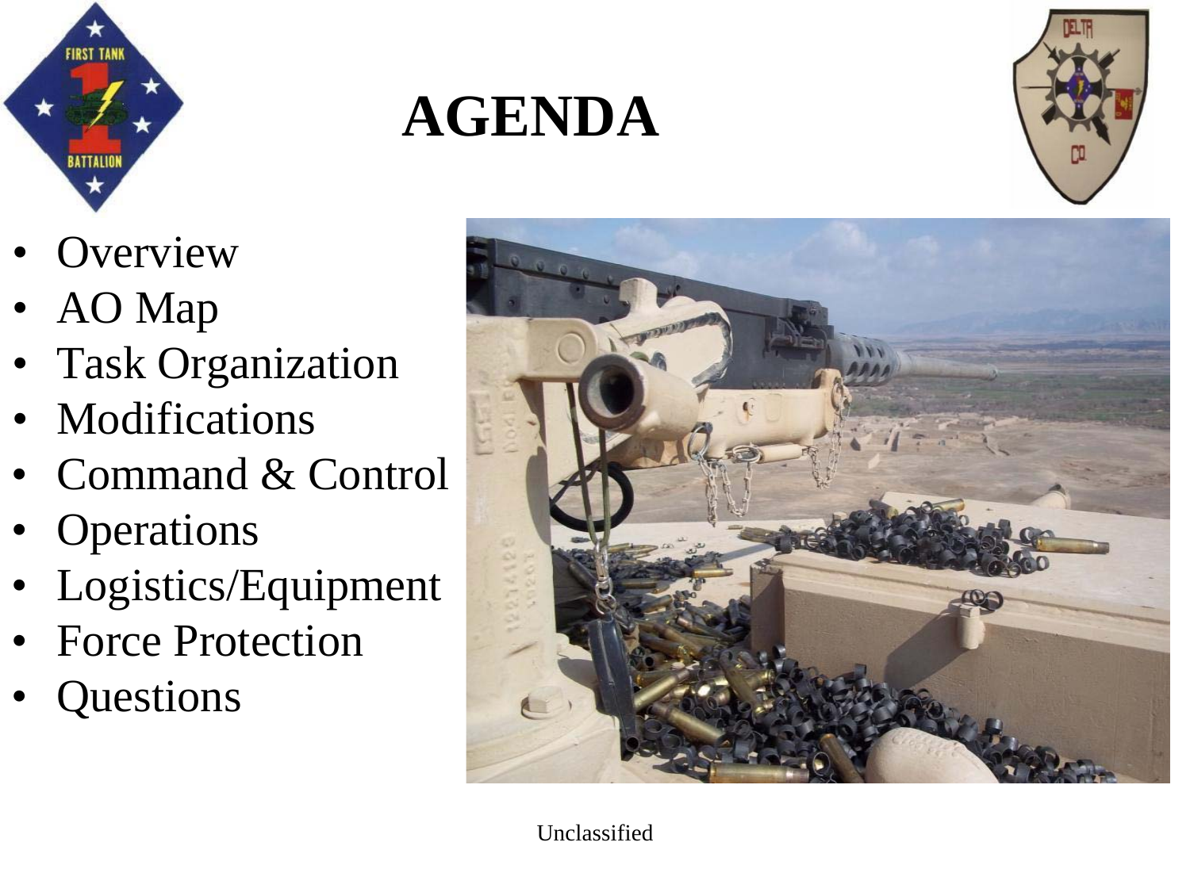# AGENDA

- Overview
- AO Map
- Task Organization
- Modifications
- Command & Control
- Operations
- Logistics/Equipment
- Force Protection
- Questions

Unclassified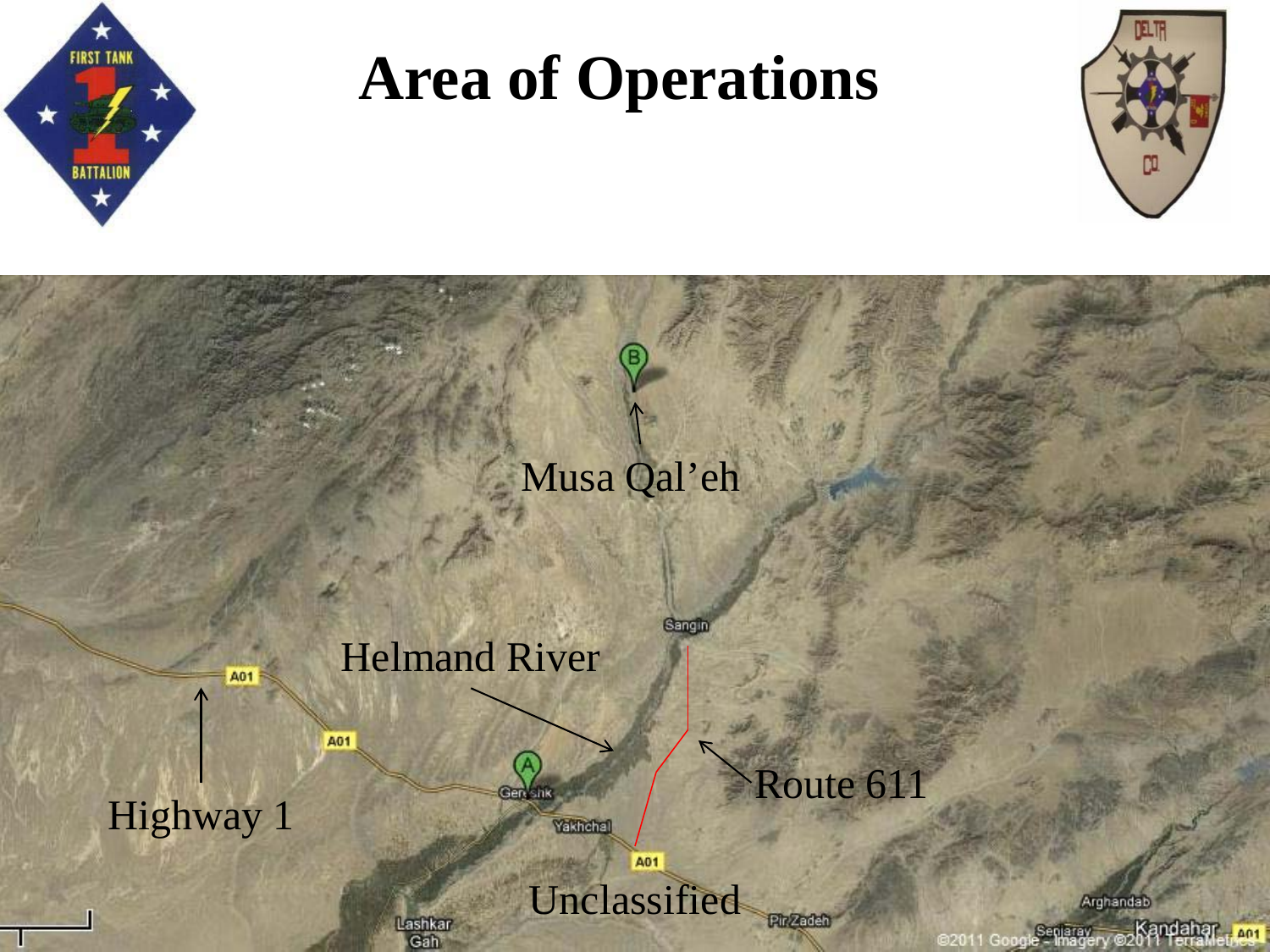# Area of Operations

Musa Qal'eh

Helmand River

Highway 1

Route 611

Unclassified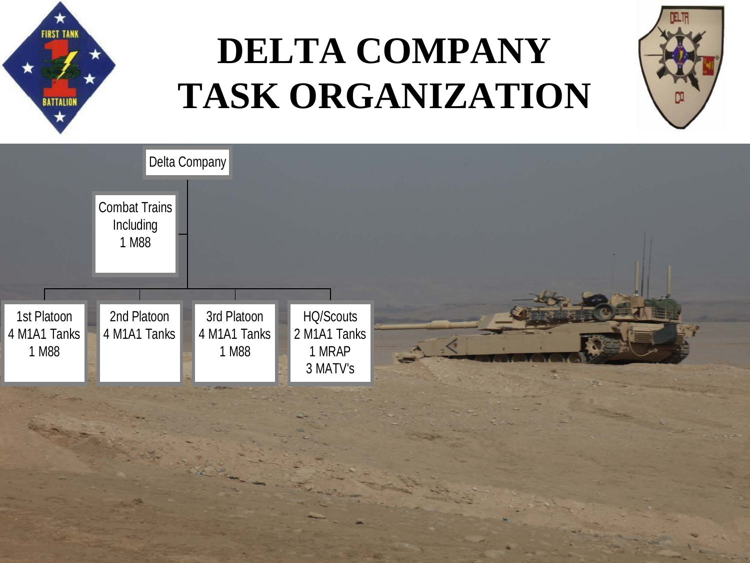# DELTA COMPANY TASK ORGANIZATION

- Delta Company
  - Combat Trains Including 1 M88
  - 1st Platoon: 4 M1A1 Tanks, 1 M88
  - 2nd Platoon: 4 M1A1 Tanks
  - 3rd Platoon: 4 M1A1 Tanks, 1 M88
  - HQ/Scouts: 2 M1A1 Tanks, 1 MRAP, 3 MATV's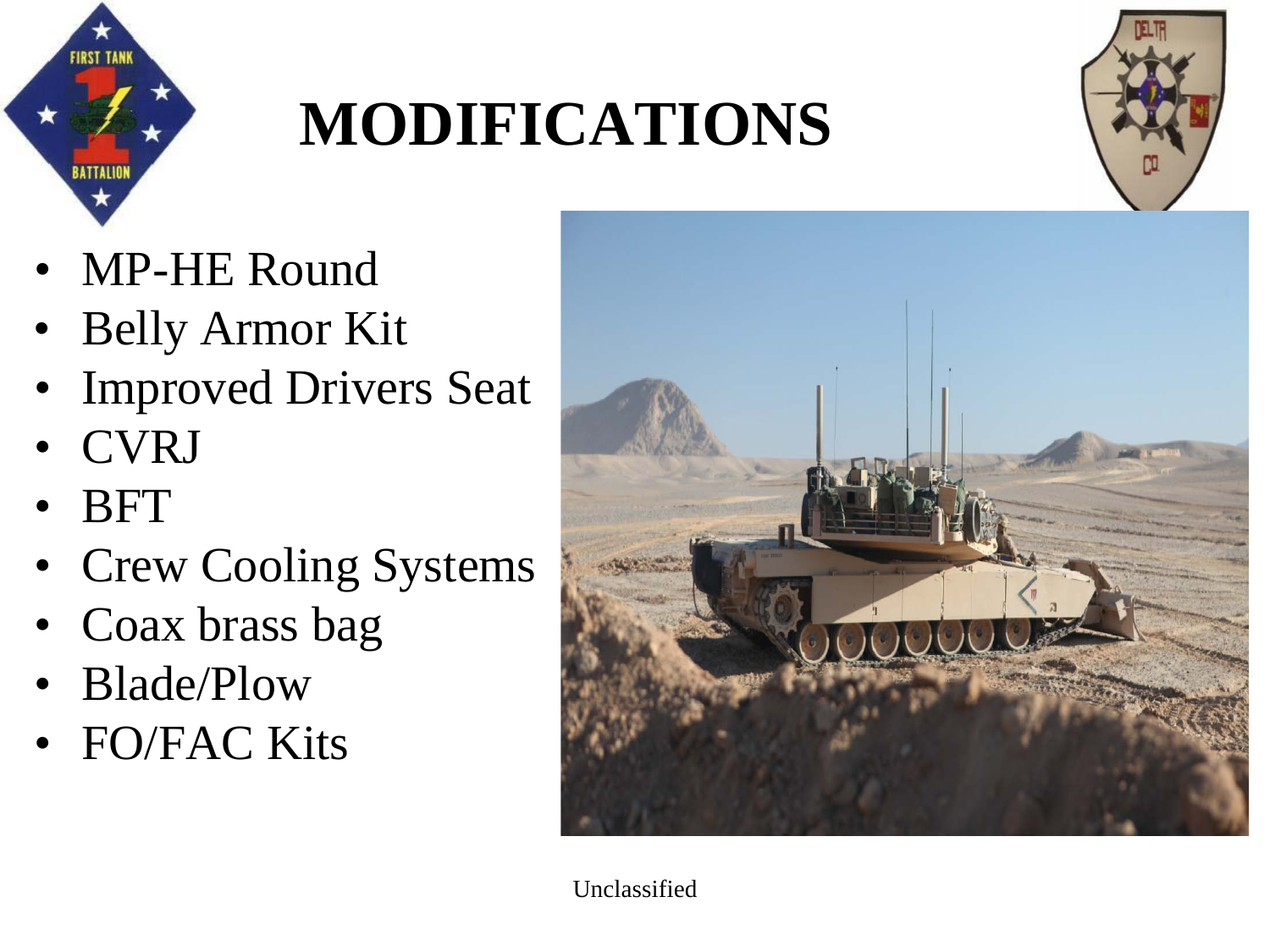# MODIFICATIONS

- MP-HE Round
- Belly Armor Kit
- Improved Drivers Seat
- CVRJ
- BFT
- Crew Cooling Systems
- Coax brass bag
- Blade/Plow
- FO/FAC Kits

Unclassified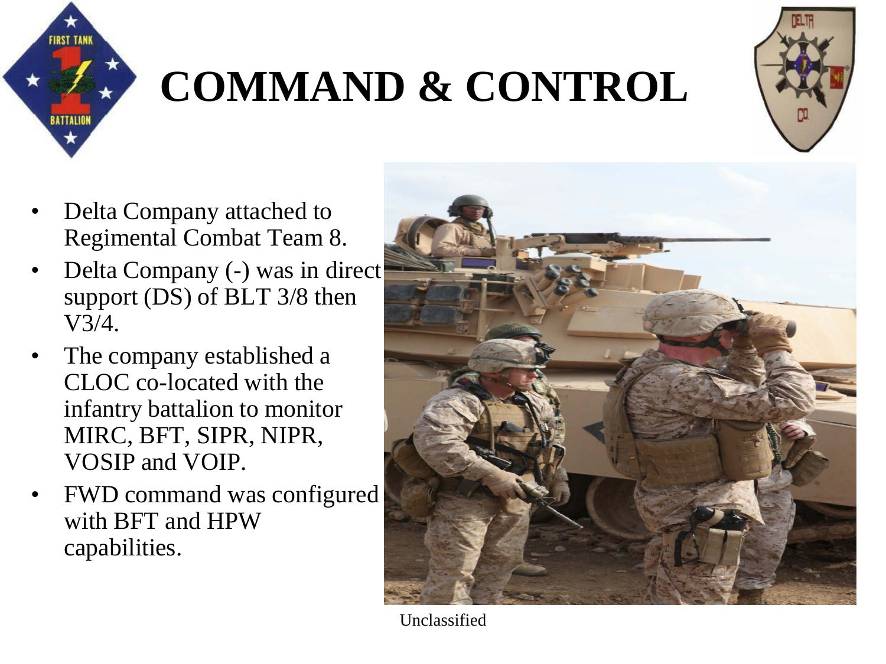# COMMAND & CONTROL

- Delta Company attached to Regimental Combat Team 8.
- Delta Company (-) was in direct support (DS) of BLT 3/8 then V3/4.
- The company established a CLOC co-located with the infantry battalion to monitor MIRC, BFT, SIPR, NIPR, VOSIP and VOIP.
- FWD command was configured with BFT and HPW capabilities.

Unclassified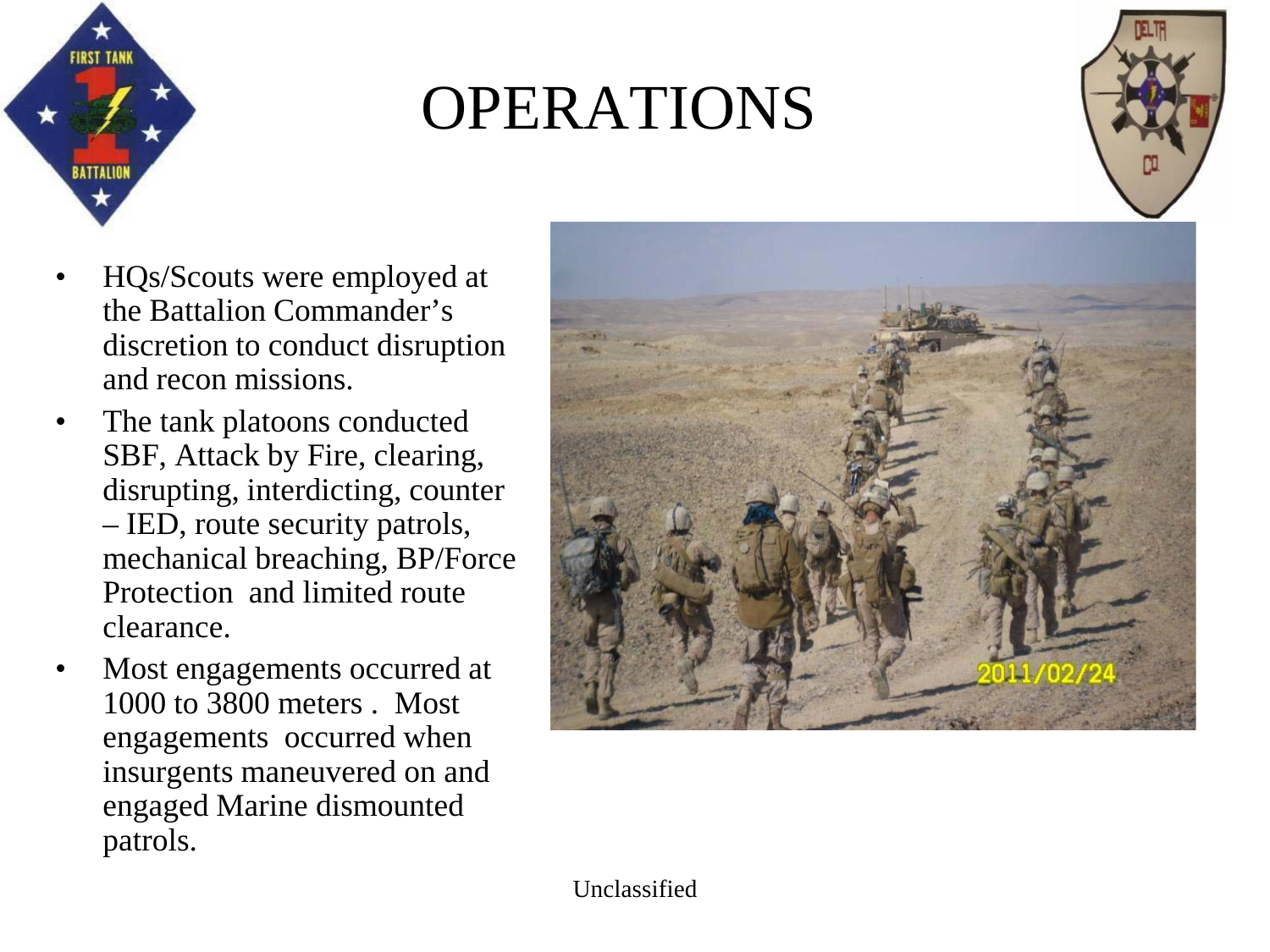# OPERATIONS

- HQs/Scouts were employed at the Battalion Commander's discretion to conduct disruption and recon missions.
- The tank platoons conducted SBF, Attack by Fire, clearing, disrupting, interdicting, counter – IED, route security patrols, mechanical breaching, BP/Force Protection and limited route clearance.
- Most engagements occurred at 1000 to 3800 meters . Most engagements occurred when insurgents maneuvered on and engaged Marine dismounted patrols.

Unclassified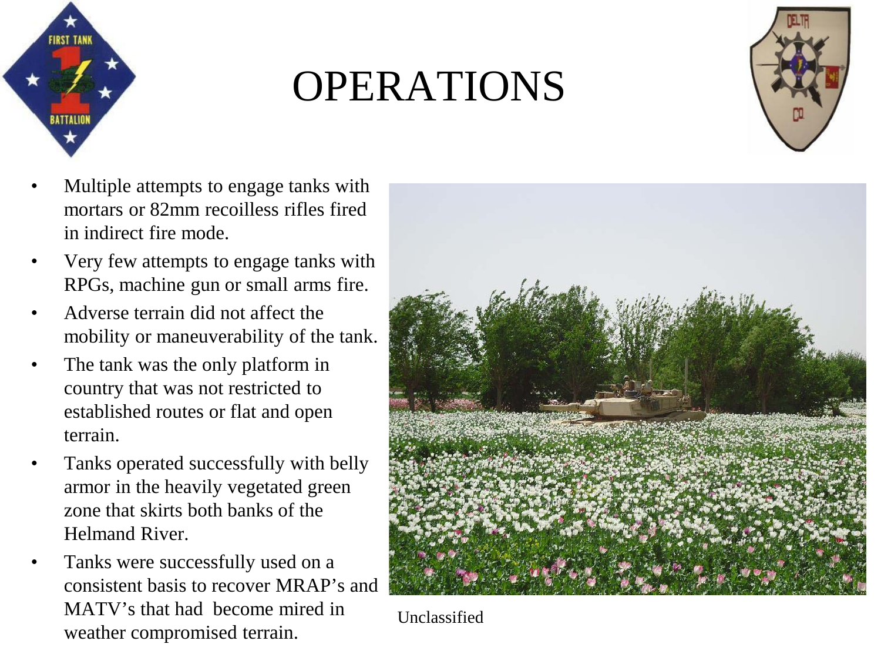# OPERATIONS

- Multiple attempts to engage tanks with mortars or 82mm recoilless rifles fired in indirect fire mode.
- Very few attempts to engage tanks with RPGs, machine gun or small arms fire.
- Adverse terrain did not affect the mobility or maneuverability of the tank.
- The tank was the only platform in country that was not restricted to established routes or flat and open terrain.
- Tanks operated successfully with belly armor in the heavily vegetated green zone that skirts both banks of the Helmand River.
- Tanks were successfully used on a consistent basis to recover MRAP's and MATV's that had become mired in weather compromised terrain.

Unclassified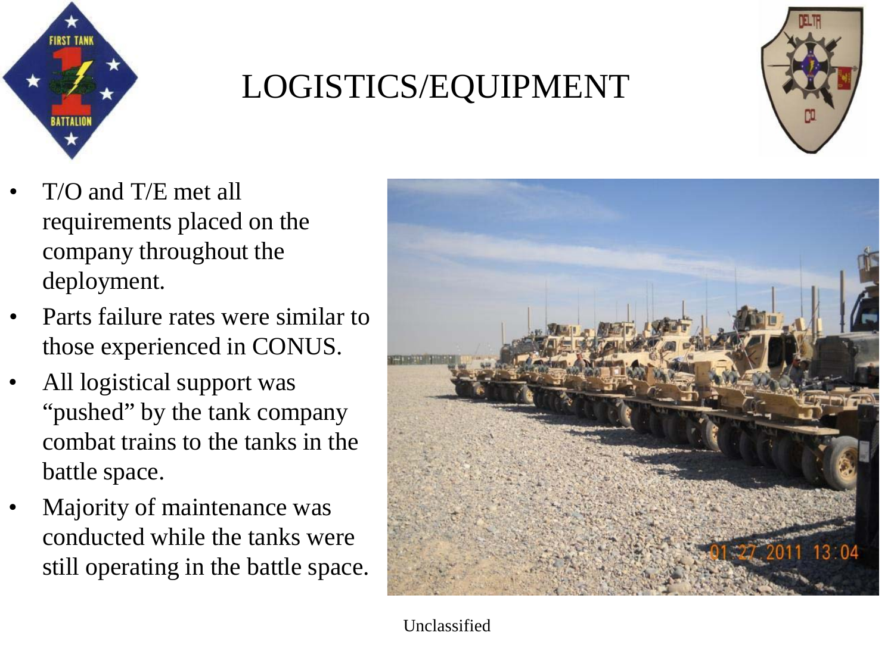# LOGISTICS/EQUIPMENT

- T/O and T/E met all requirements placed on the company throughout the deployment.
- Parts failure rates were similar to those experienced in CONUS.
- All logistical support was "pushed" by the tank company combat trains to the tanks in the battle space.
- Majority of maintenance was conducted while the tanks were still operating in the battle space.

Unclassified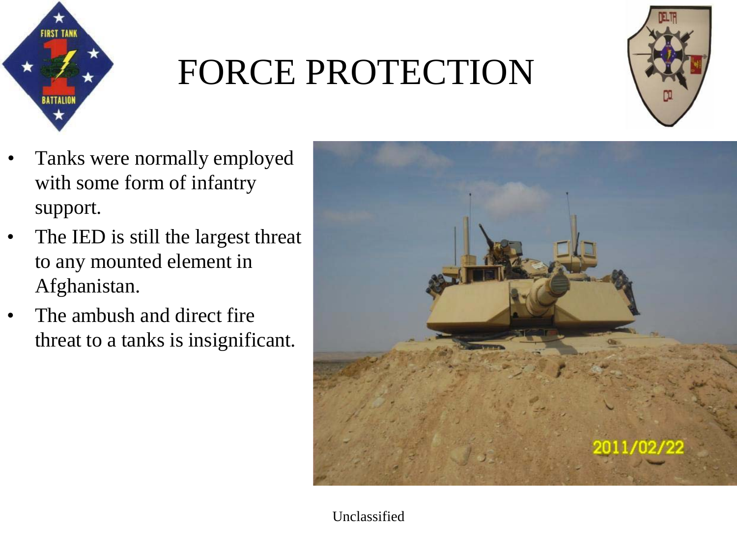# FORCE PROTECTION

- Tanks were normally employed with some form of infantry support.
- The IED is still the largest threat to any mounted element in Afghanistan.
- The ambush and direct fire threat to a tanks is insignificant.

Unclassified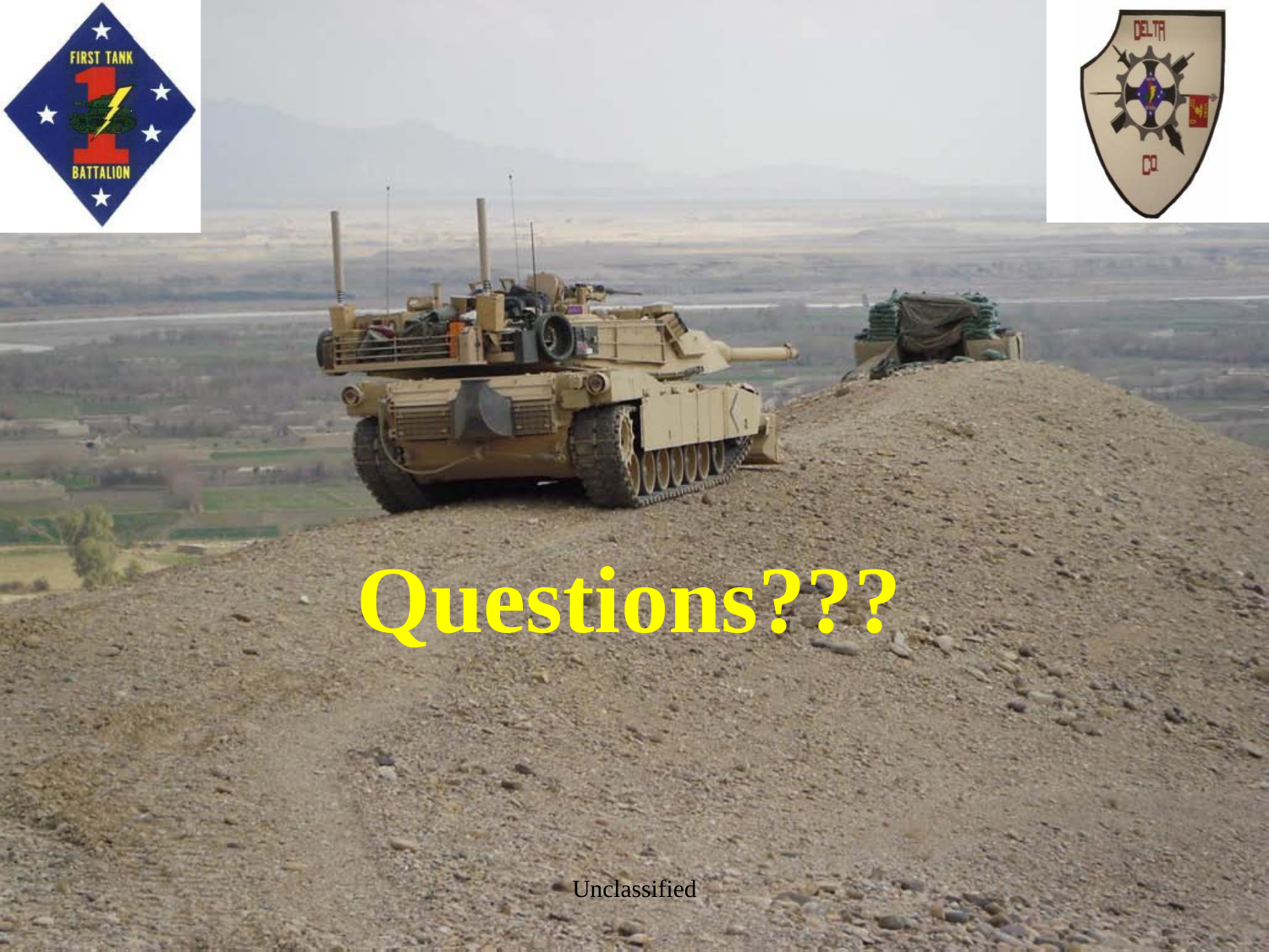# Questions???

Unclassified